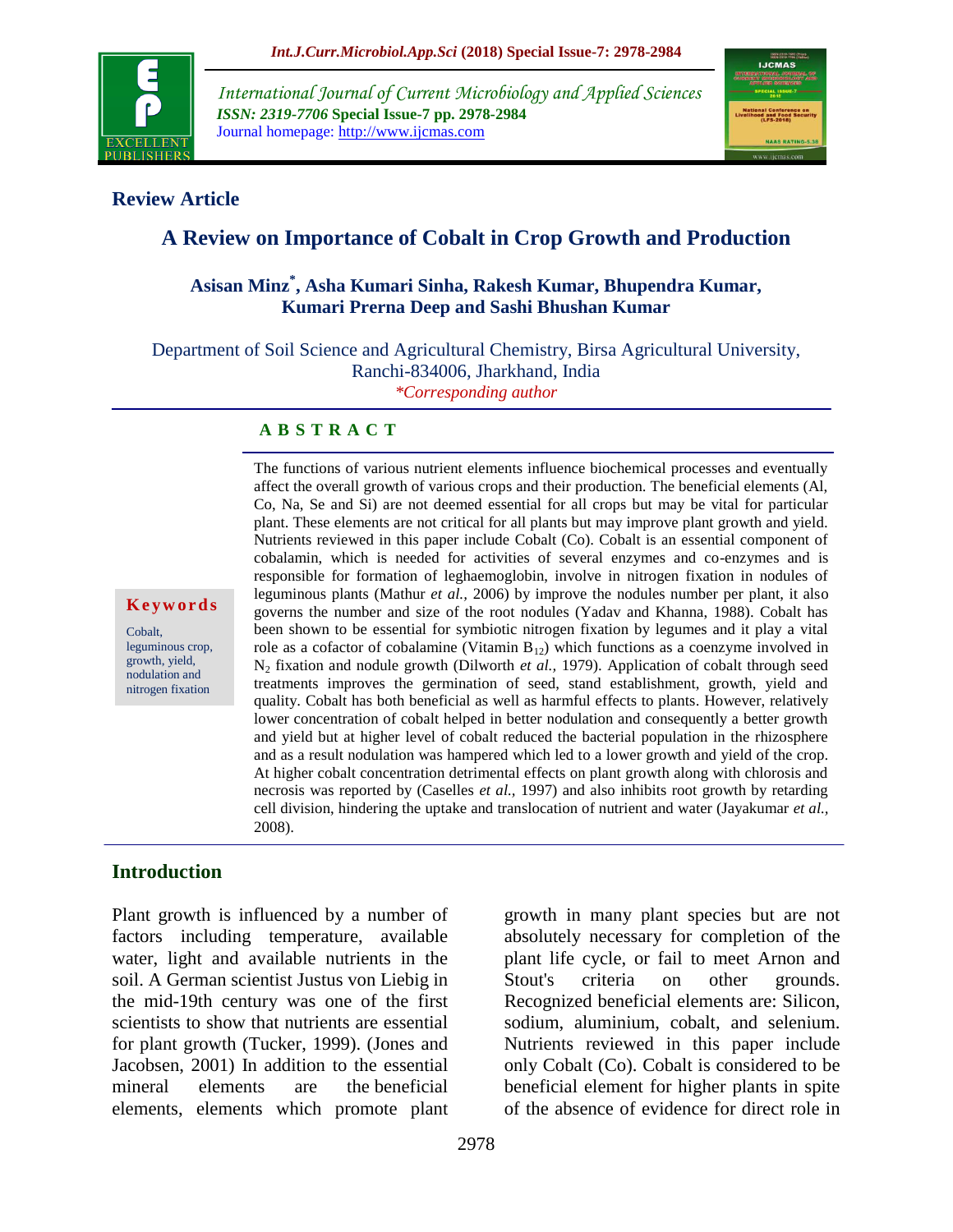**Review Article**

# A Review on Importance of Cobalt in Crop Growth and Production

**Asisan Minz*, Asha Kumari Sinha, Rakesh Kumar, Bhupendra Kumar, Kumari Prerna Deep and Sashi Bhushan Kumar**

Department of Soil Science and Agricultural Chemistry, Birsa Agricultural University, Ranchi-834006, Jharkhand, India

*Corresponding author

## ABSTRACT

The functions of various nutrient elements influence biochemical processes and eventually affect the overall growth of various crops and their production. The beneficial elements (Al, Co, Na, Se and Si) are not deemed essential for all crops but may be vital for particular plant. These elements are not critical for all plants but may improve plant growth and yield. Nutrients reviewed in this paper include Cobalt (Co). Cobalt is an essential component of cobalamin, which is needed for activities of several enzymes and co-enzymes and is responsible for formation of leghaemoglobin, involve in nitrogen fixation in nodules of leguminous plants (Mathur *et al.,* 2006) by improve the nodules number per plant, it also governs the number and size of the root nodules (Yadav and Khanna, 1988). Cobalt has been shown to be essential for symbiotic nitrogen fixation by legumes and it play a vital role as a cofactor of cobalamine (Vitamin $B_{12}$) which functions as a coenzyme involved in $N_2$ fixation and nodule growth (Dilworth *et al.,* 1979). Application of cobalt through seed treatments improves the germination of seed, stand establishment, growth, yield and quality. Cobalt has both beneficial as well as harmful effects to plants. However, relatively lower concentration of cobalt helped in better nodulation and consequently a better growth and yield but at higher level of cobalt reduced the bacterial population in the rhizosphere and as a result nodulation was hampered which led to a lower growth and yield of the crop. At higher cobalt concentration detrimental effects on plant growth along with chlorosis and necrosis was reported by (Caselles *et al.,* 1997) and also inhibits root growth by retarding cell division, hindering the uptake and translocation of nutrient and water (Jayakumar *et al.,* 2008).

**Keywords**

Cobalt, leguminous crop, growth, yield, nodulation and nitrogen fixation

## Introduction

Plant growth is influenced by a number of factors including temperature, available water, light and available nutrients in the soil. A German scientist Justus von Liebig in the mid-19th century was one of the first scientists to show that nutrients are essential for plant growth (Tucker, 1999). (Jones and Jacobsen, 2001) In addition to the essential mineral elements are the beneficial elements, elements which promote plant growth in many plant species but are not absolutely necessary for completion of the plant life cycle, or fail to meet Arnon and Stout's criteria on other grounds. Recognized beneficial elements are: Silicon, sodium, aluminium, cobalt, and selenium. Nutrients reviewed in this paper include only Cobalt (Co). Cobalt is considered to be beneficial element for higher plants in spite of the absence of evidence for direct role in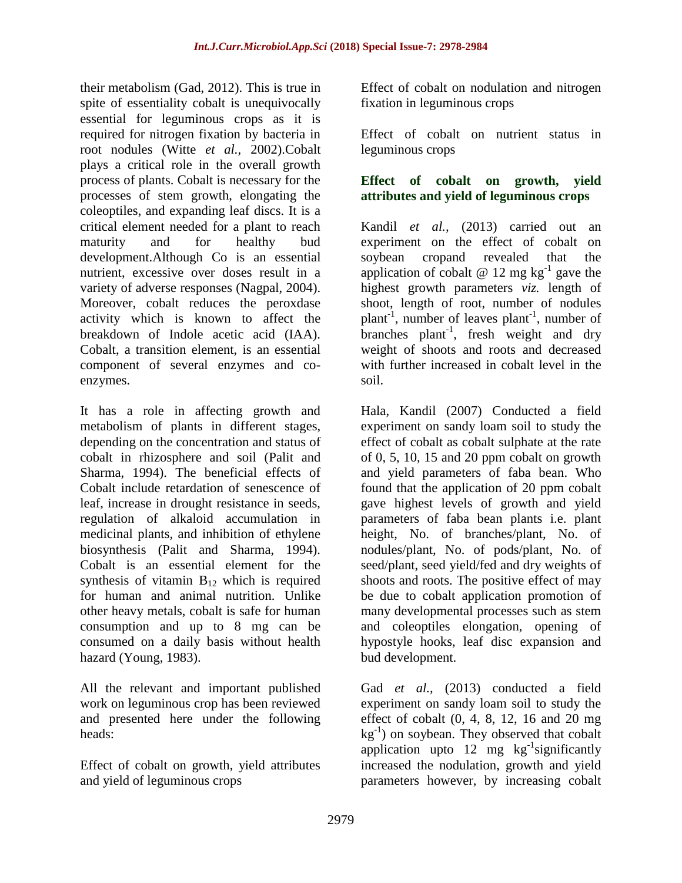their metabolism (Gad, 2012). This is true in spite of essentiality cobalt is unequivocally essential for leguminous crops as it is required for nitrogen fixation by bacteria in root nodules (Witte *et al.,* 2002).Cobalt plays a critical role in the overall growth process of plants. Cobalt is necessary for the processes of stem growth, elongating the coleoptiles, and expanding leaf discs. It is a critical element needed for a plant to reach maturity and for healthy bud development.Although Co is an essential nutrient, excessive over doses result in a variety of adverse responses (Nagpal, 2004). Moreover, cobalt reduces the peroxdase activity which is known to affect the breakdown of Indole acetic acid (IAA). Cobalt, a transition element, is an essential component of several enzymes and co-enzymes.

It has a role in affecting growth and metabolism of plants in different stages, depending on the concentration and status of cobalt in rhizosphere and soil (Palit and Sharma, 1994). The beneficial effects of Cobalt include retardation of senescence of leaf, increase in drought resistance in seeds, regulation of alkaloid accumulation in medicinal plants, and inhibition of ethylene biosynthesis (Palit and Sharma, 1994). Cobalt is an essential element for the synthesis of vitamin $B_{12}$ which is required for human and animal nutrition. Unlike other heavy metals, cobalt is safe for human consumption and up to 8 mg can be consumed on a daily basis without health hazard (Young, 1983).

All the relevant and important published work on leguminous crop has been reviewed and presented here under the following heads:

Effect of cobalt on growth, yield attributes and yield of leguminous crops

Effect of cobalt on nodulation and nitrogen fixation in leguminous crops

Effect of cobalt on nutrient status in leguminous crops

## Effect of cobalt on growth, yield attributes and yield of leguminous crops

Kandil *et al.,* (2013) carried out an experiment on the effect of cobalt on soybean cropand revealed that the application of cobalt @ 12 mg $kg^{-1}$ gave the highest growth parameters *viz.* length of shoot, length of root, number of nodules $plant^{-1}$, number of leaves $plant^{-1}$, number of branches $plant^{-1}$, fresh weight and dry weight of shoots and roots and decreased with further increased in cobalt level in the soil.

Hala, Kandil (2007) Conducted a field experiment on sandy loam soil to study the effect of cobalt as cobalt sulphate at the rate of 0, 5, 10, 15 and 20 ppm cobalt on growth and yield parameters of faba bean. Who found that the application of 20 ppm cobalt gave highest levels of growth and yield parameters of faba bean plants i.e. plant height, No. of branches/plant, No. of nodules/plant, No. of pods/plant, No. of seed/plant, seed yield/fed and dry weights of shoots and roots. The positive effect of may be due to cobalt application promotion of many developmental processes such as stem and coleoptiles elongation, opening of hypostyle hooks, leaf disc expansion and bud development.

Gad *et al.,* (2013) conducted a field experiment on sandy loam soil to study the effect of cobalt (0, 4, 8, 12, 16 and 20 mg $kg^{-1}$) on soybean. They observed that cobalt application upto 12 mg $kg^{-1}$significantly increased the nodulation, growth and yield parameters however, by increasing cobalt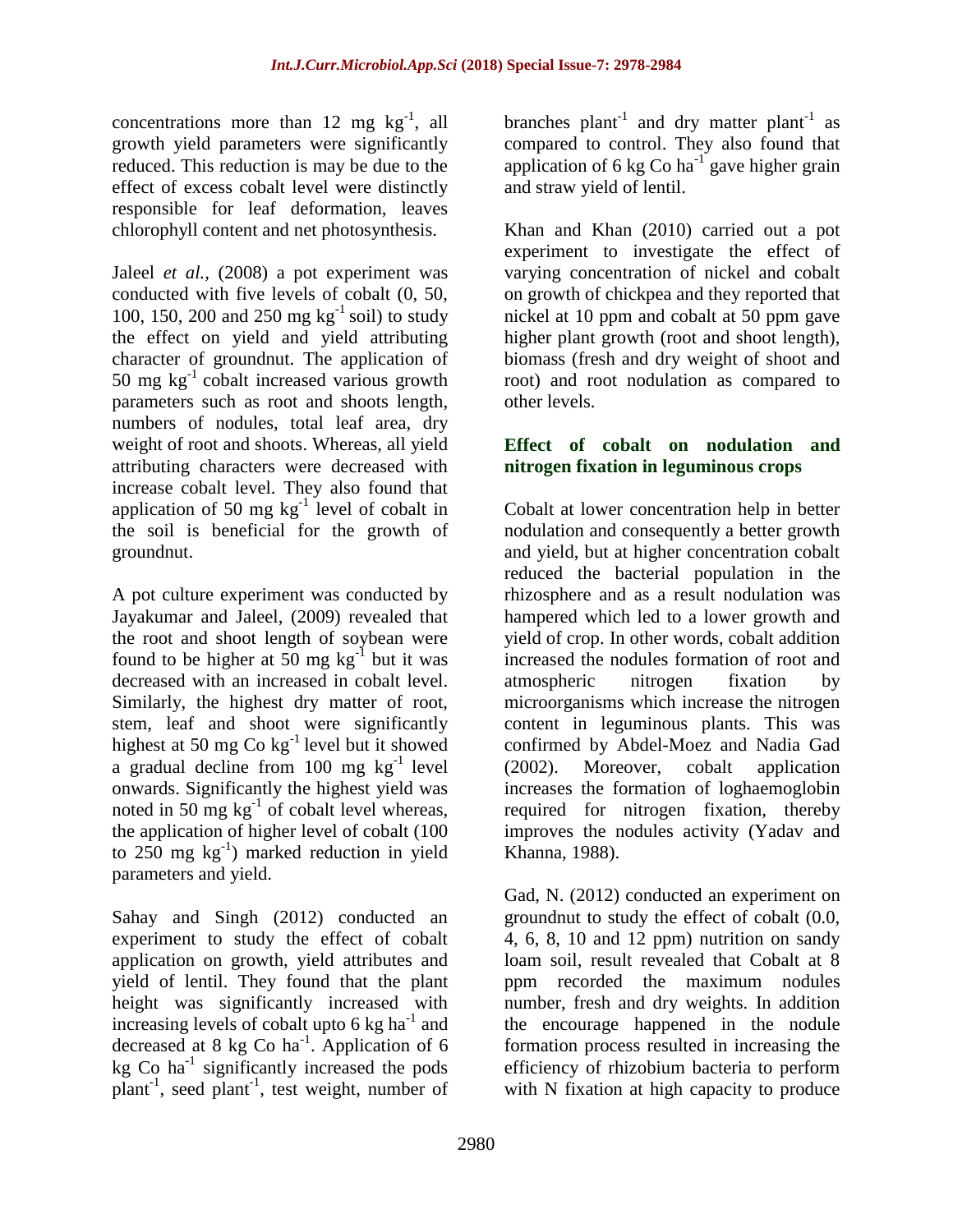concentrations more than 12 mg $kg^{-1}$, all growth yield parameters were significantly reduced. This reduction is may be due to the effect of excess cobalt level were distinctly responsible for leaf deformation, leaves chlorophyll content and net photosynthesis.

Jaleel *et al.,* (2008) a pot experiment was conducted with five levels of cobalt (0, 50, 100, 150, 200 and 250 mg $kg^{-1}$ soil) to study the effect on yield and yield attributing character of groundnut. The application of 50 mg $kg^{-1}$ cobalt increased various growth parameters such as root and shoots length, numbers of nodules, total leaf area, dry weight of root and shoots. Whereas, all yield attributing characters were decreased with increase cobalt level. They also found that application of 50 mg $kg^{-1}$ level of cobalt in the soil is beneficial for the growth of groundnut.

A pot culture experiment was conducted by Jayakumar and Jaleel, (2009) revealed that the root and shoot length of soybean were found to be higher at 50 mg $kg^{-1}$ but it was decreased with an increased in cobalt level. Similarly, the highest dry matter of root, stem, leaf and shoot were significantly highest at 50 mg Co $kg^{-1}$ level but it showed a gradual decline from 100 mg $kg^{-1}$ level onwards. Significantly the highest yield was noted in 50 mg $kg^{-1}$ of cobalt level whereas, the application of higher level of cobalt (100 to 250 mg $kg^{-1}$) marked reduction in yield parameters and yield.

Sahay and Singh (2012) conducted an experiment to study the effect of cobalt application on growth, yield attributes and yield of lentil. They found that the plant height was significantly increased with increasing levels of cobalt upto 6 kg $ha^{-1}$ and decreased at 8 kg Co $ha^{-1}$. Application of 6 kg Co $ha^{-1}$ significantly increased the pods $plant^{-1}$, seed $plant^{-1}$, test weight, number of branches $plant^{-1}$ and dry matter $plant^{-1}$ as compared to control. They also found that application of 6 kg Co $ha^{-1}$ gave higher grain and straw yield of lentil.

Khan and Khan (2010) carried out a pot experiment to investigate the effect of varying concentration of nickel and cobalt on growth of chickpea and they reported that nickel at 10 ppm and cobalt at 50 ppm gave higher plant growth (root and shoot length), biomass (fresh and dry weight of shoot and root) and root nodulation as compared to other levels.

## Effect of cobalt on nodulation and nitrogen fixation in leguminous crops

Cobalt at lower concentration help in better nodulation and consequently a better growth and yield, but at higher concentration cobalt reduced the bacterial population in the rhizosphere and as a result nodulation was hampered which led to a lower growth and yield of crop. In other words, cobalt addition increased the nodules formation of root and atmospheric nitrogen fixation by microorganisms which increase the nitrogen content in leguminous plants. This was confirmed by Abdel-Moez and Nadia Gad (2002). Moreover, cobalt application increases the formation of loghaemoglobin required for nitrogen fixation, thereby improves the nodules activity (Yadav and Khanna, 1988).

Gad, N. (2012) conducted an experiment on groundnut to study the effect of cobalt (0.0, 4, 6, 8, 10 and 12 ppm) nutrition on sandy loam soil, result revealed that Cobalt at 8 ppm recorded the maximum nodules number, fresh and dry weights. In addition the encourage happened in the nodule formation process resulted in increasing the efficiency of rhizobium bacteria to perform with N fixation at high capacity to produce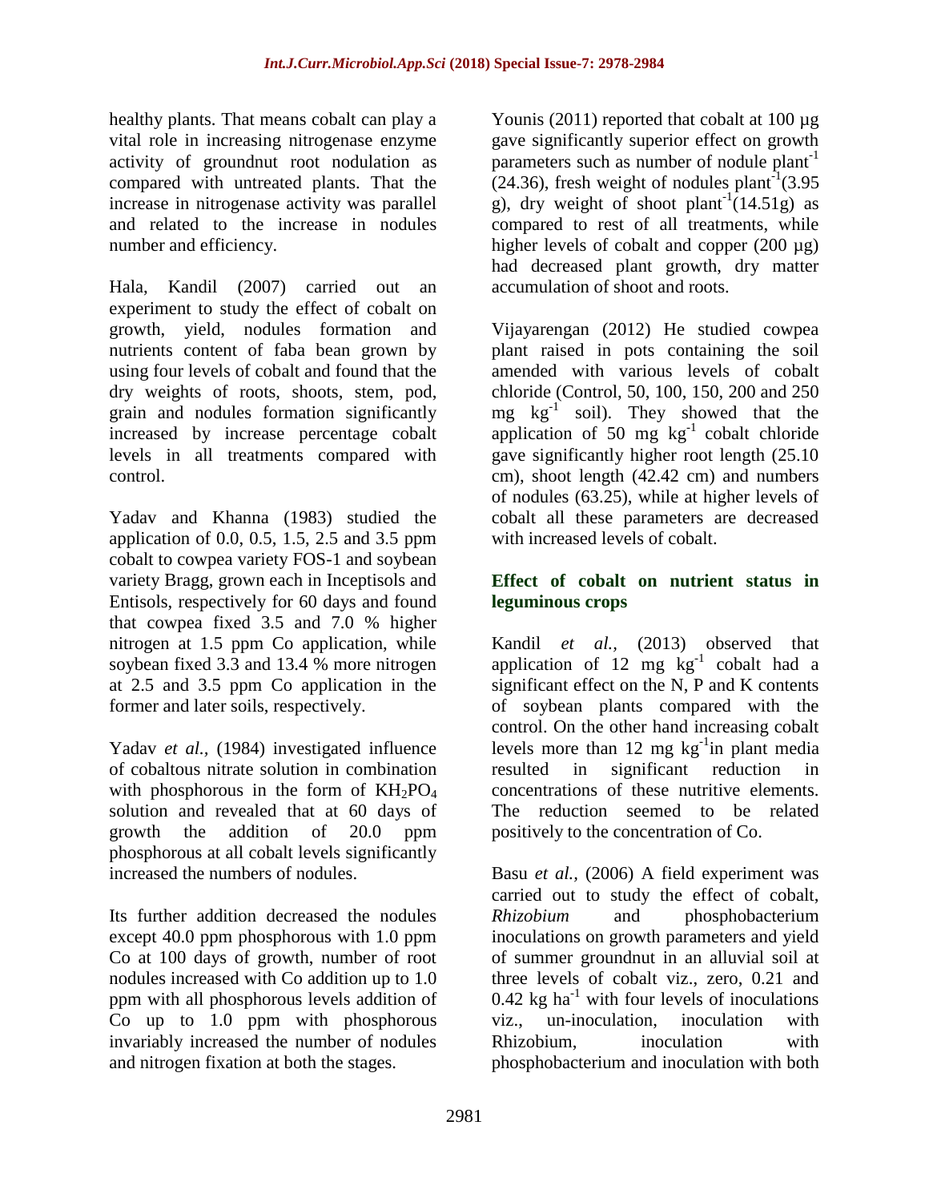healthy plants. That means cobalt can play a vital role in increasing nitrogenase enzyme activity of groundnut root nodulation as compared with untreated plants. That the increase in nitrogenase activity was parallel and related to the increase in nodules number and efficiency.

Hala, Kandil (2007) carried out an experiment to study the effect of cobalt on growth, yield, nodules formation and nutrients content of faba bean grown by using four levels of cobalt and found that the dry weights of roots, shoots, stem, pod, grain and nodules formation significantly increased by increase percentage cobalt levels in all treatments compared with control.

Yadav and Khanna (1983) studied the application of 0.0, 0.5, 1.5, 2.5 and 3.5 ppm cobalt to cowpea variety FOS-1 and soybean variety Bragg, grown each in Inceptisols and Entisols, respectively for 60 days and found that cowpea fixed 3.5 and 7.0 % higher nitrogen at 1.5 ppm Co application, while soybean fixed 3.3 and 13.4 % more nitrogen at 2.5 and 3.5 ppm Co application in the former and later soils, respectively.

Yadav *et al.,* (1984) investigated influence of cobaltous nitrate solution in combination with phosphorous in the form of $KH_2PO_4$ solution and revealed that at 60 days of growth the addition of 20.0 ppm phosphorous at all cobalt levels significantly increased the numbers of nodules.

Its further addition decreased the nodules except 40.0 ppm phosphorous with 1.0 ppm Co at 100 days of growth, number of root nodules increased with Co addition up to 1.0 ppm with all phosphorous levels addition of Co up to 1.0 ppm with phosphorous invariably increased the number of nodules and nitrogen fixation at both the stages.

Younis (2011) reported that cobalt at 100 µg gave significantly superior effect on growth parameters such as number of nodule plant$^{-1}$ (24.36), fresh weight of nodules plant$^{-1}$(3.95 g), dry weight of shoot plant$^{-1}$(14.51g) as compared to rest of all treatments, while higher levels of cobalt and copper (200 µg) had decreased plant growth, dry matter accumulation of shoot and roots.

Vijayarengan (2012) He studied cowpea plant raised in pots containing the soil amended with various levels of cobalt chloride (Control, 50, 100, 150, 200 and 250 mg kg$^{-1}$ soil). They showed that the application of 50 mg kg$^{-1}$ cobalt chloride gave significantly higher root length (25.10 cm), shoot length (42.42 cm) and numbers of nodules (63.25), while at higher levels of cobalt all these parameters are decreased with increased levels of cobalt.

## Effect of cobalt on nutrient status in leguminous crops

Kandil *et al.,* (2013) observed that application of 12 mg kg$^{-1}$ cobalt had a significant effect on the N, P and K contents of soybean plants compared with the control. On the other hand increasing cobalt levels more than 12 mg kg$^{-1}$in plant media resulted in significant reduction in concentrations of these nutritive elements. The reduction seemed to be related positively to the concentration of Co.

Basu *et al.,* (2006) A field experiment was carried out to study the effect of cobalt, *Rhizobium* and phosphobacterium inoculations on growth parameters and yield of summer groundnut in an alluvial soil at three levels of cobalt viz., zero, 0.21 and 0.42 kg ha$^{-1}$ with four levels of inoculations viz., un-inoculation, inoculation with Rhizobium, inoculation with phosphobacterium and inoculation with both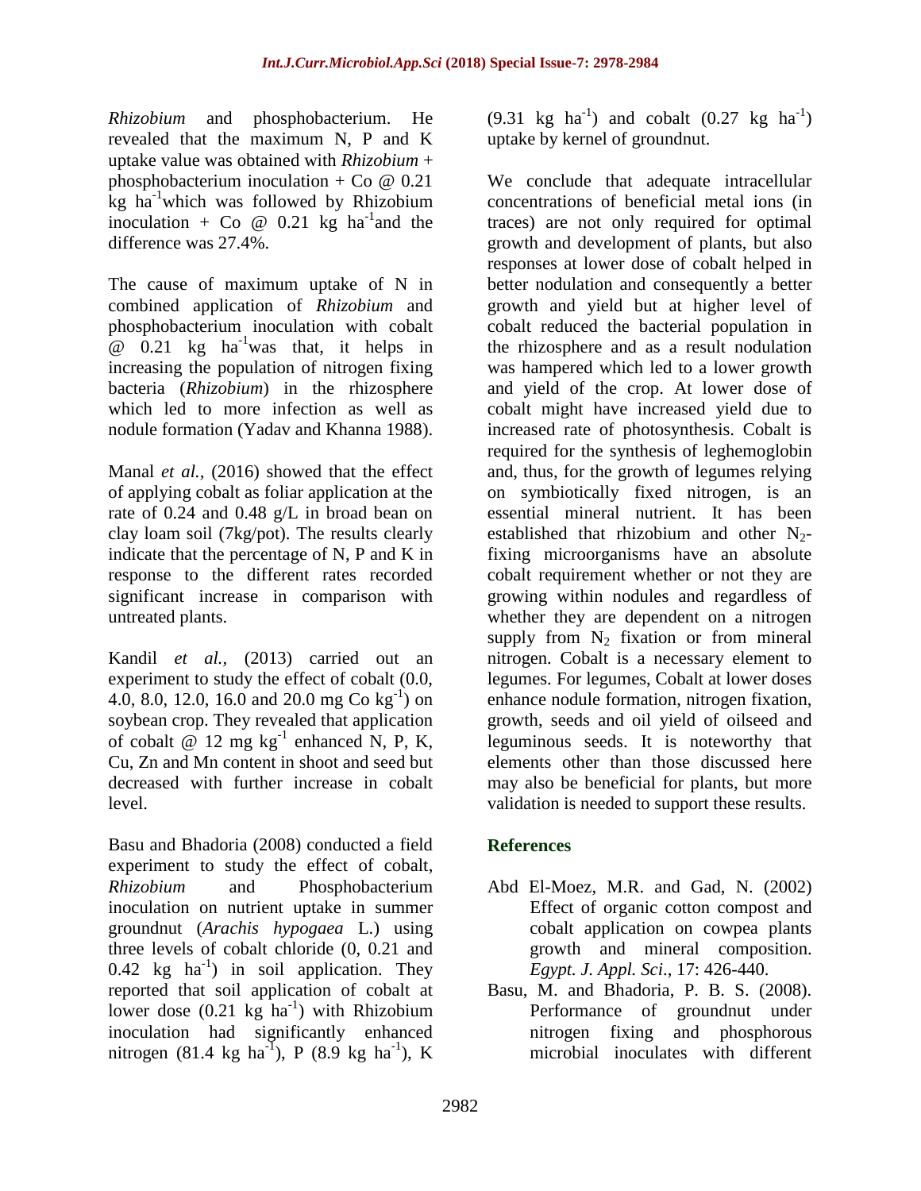*Rhizobium* and phosphobacterium. He revealed that the maximum N, P and K uptake value was obtained with *Rhizobium* + phosphobacterium inoculation + Co @ 0.21 kg $ha^{-1}$which was followed by Rhizobium inoculation + Co @ 0.21 kg $ha^{-1}$and the difference was 27.4%.

The cause of maximum uptake of N in combined application of *Rhizobium* and phosphobacterium inoculation with cobalt @ 0.21 kg $ha^{-1}$was that, it helps in increasing the population of nitrogen fixing bacteria (*Rhizobium*) in the rhizosphere which led to more infection as well as nodule formation (Yadav and Khanna 1988).

Manal *et al.,* (2016) showed that the effect of applying cobalt as foliar application at the rate of 0.24 and 0.48 g/L in broad bean on clay loam soil (7kg/pot). The results clearly indicate that the percentage of N, P and K in response to the different rates recorded significant increase in comparison with untreated plants.

Kandil *et al.,* (2013) carried out an experiment to study the effect of cobalt (0.0, 4.0, 8.0, 12.0, 16.0 and 20.0 mg Co $kg^{-1}$) on soybean crop. They revealed that application of cobalt @ 12 mg $kg^{-1}$ enhanced N, P, K, Cu, Zn and Mn content in shoot and seed but decreased with further increase in cobalt level.

Basu and Bhadoria (2008) conducted a field experiment to study the effect of cobalt, *Rhizobium* and Phosphobacterium inoculation on nutrient uptake in summer groundnut (*Arachis hypogaea* L.) using three levels of cobalt chloride (0, 0.21 and 0.42 kg $ha^{-1}$) in soil application. They reported that soil application of cobalt at lower dose (0.21 kg $ha^{-1}$) with Rhizobium inoculation had significantly enhanced nitrogen (81.4 kg $ha^{-1}$), P (8.9 kg $ha^{-1}$), K (9.31 kg $ha^{-1}$) and cobalt (0.27 kg $ha^{-1}$) uptake by kernel of groundnut.

We conclude that adequate intracellular concentrations of beneficial metal ions (in traces) are not only required for optimal growth and development of plants, but also responses at lower dose of cobalt helped in better nodulation and consequently a better growth and yield but at higher level of cobalt reduced the bacterial population in the rhizosphere and as a result nodulation was hampered which led to a lower growth and yield of the crop. At lower dose of cobalt might have increased yield due to increased rate of photosynthesis. Cobalt is required for the synthesis of leghemoglobin and, thus, for the growth of legumes relying on symbiotically fixed nitrogen, is an essential mineral nutrient. It has been established that rhizobium and other $N_2$-fixing microorganisms have an absolute cobalt requirement whether or not they are growing within nodules and regardless of whether they are dependent on a nitrogen supply from $N_2$ fixation or from mineral nitrogen. Cobalt is a necessary element to legumes. For legumes, Cobalt at lower doses enhance nodule formation, nitrogen fixation, growth, seeds and oil yield of oilseed and leguminous seeds. It is noteworthy that elements other than those discussed here may also be beneficial for plants, but more validation is needed to support these results.

## References

- Abd El-Moez, M.R. and Gad, N. (2002) Effect of organic cotton compost and cobalt application on cowpea plants growth and mineral composition. *Egypt. J. Appl. Sci*., 17: 426-440.
- Basu, M. and Bhadoria, P. B. S. (2008). Performance of groundnut under nitrogen fixing and phosphorous microbial inoculates with different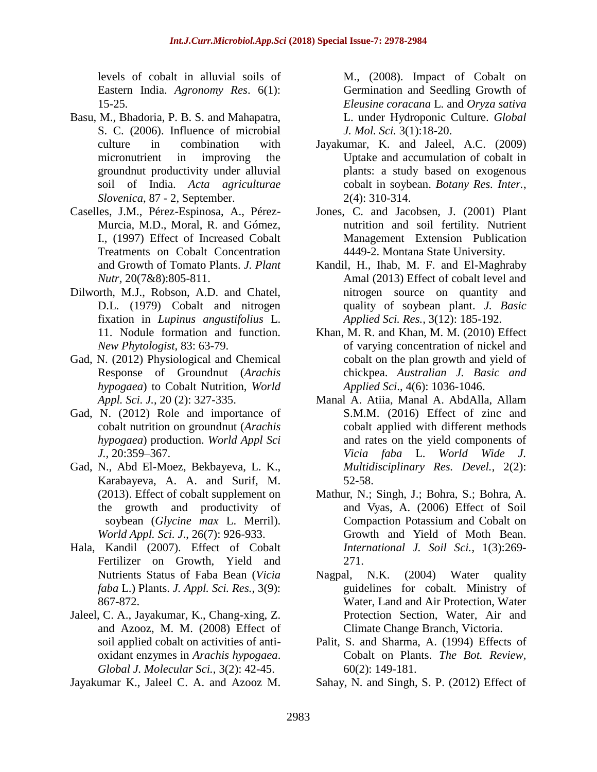levels of cobalt in alluvial soils of Eastern India. *Agronomy Res*. 6(1): 15-25.

Basu, M., Bhadoria, P. B. S. and Mahapatra, S. C. (2006). Influence of microbial culture in combination with micronutrient in improving the groundnut productivity under alluvial soil of India. *Acta agriculturae Slovenica*, 87 - 2, September.

Caselles, J.M., Pérez-Espinosa, A., Pérez-Murcia, M.D., Moral, R. and Gómez, I., (1997) Effect of Increased Cobalt Treatments on Cobalt Concentration and Growth of Tomato Plants. *J. Plant Nutr*, 20(7&8):805-811.

Dilworth, M.J., Robson, A.D. and Chatel, D.L. (1979) Cobalt and nitrogen fixation in *Lupinus angustifolius* L. 11. Nodule formation and function. *New Phytologist*, 83: 63-79.

Gad, N. (2012) Physiological and Chemical Response of Groundnut (*Arachis hypogaea*) to Cobalt Nutrition, *World Appl. Sci. J.*, 20 (2): 327-335.

Gad, N. (2012) Role and importance of cobalt nutrition on groundnut (*Arachis hypogaea*) production. *World Appl Sci J.*, 20:359–367.

Gad, N., Abd El-Moez, Bekbayeva, L. K., Karabayeva, A. A. and Surif, M. (2013). Effect of cobalt supplement on the growth and productivity of soybean (*Glycine max* L. Merril). *World Appl. Sci. J*., 26(7): 926-933.

Hala, Kandil (2007). Effect of Cobalt Fertilizer on Growth, Yield and Nutrients Status of Faba Bean (*Vicia faba* L.) Plants. *J. Appl. Sci. Res.*, 3(9): 867-872.

Jaleel, C. A., Jayakumar, K., Chang-xing, Z. and Azooz, M. M. (2008) Effect of soil applied cobalt on activities of anti-oxidant enzymes in *Arachis hypogaea*. *Global J. Molecular Sci.*, 3(2): 42-45.

Jayakumar K., Jaleel C. A. and Azooz M. M., (2008). Impact of Cobalt on Germination and Seedling Growth of *Eleusine coracana* L. and *Oryza sativa* L. under Hydroponic Culture. *Global J. Mol. Sci.* 3(1):18-20.

Jayakumar, K. and Jaleel, A.C. (2009) Uptake and accumulation of cobalt in plants: a study based on exogenous cobalt in soybean. *Botany Res. Inter.*, 2(4): 310-314.

Jones, C. and Jacobsen, J. (2001) Plant nutrition and soil fertility. Nutrient Management Extension Publication 4449-2. Montana State University.

Kandil, H., Ihab, M. F. and El-Maghraby Amal (2013) Effect of cobalt level and nitrogen source on quantity and quality of soybean plant. *J. Basic Applied Sci. Res.*, 3(12): 185-192.

Khan, M. R. and Khan, M. M. (2010) Effect of varying concentration of nickel and cobalt on the plan growth and yield of chickpea. *Australian J. Basic and Applied Sci*., 4(6): 1036-1046.

Manal A. Atiia, Manal A. AbdAlla, Allam S.M.M. (2016) Effect of zinc and cobalt applied with different methods and rates on the yield components of *Vicia faba* L. *World Wide J. Multidisciplinary Res. Devel.*, 2(2): 52-58.

Mathur, N.; Singh, J.; Bohra, S.; Bohra, A. and Vyas, A. (2006) Effect of Soil Compaction Potassium and Cobalt on Growth and Yield of Moth Bean. *International J. Soil Sci.*, 1(3):269-271.

Nagpal, N.K. (2004) Water quality guidelines for cobalt. Ministry of Water, Land and Air Protection, Water Protection Section, Water, Air and Climate Change Branch, Victoria.

Palit, S. and Sharma, A. (1994) Effects of Cobalt on Plants. *The Bot. Review*, 60(2): 149-181.

Sahay, N. and Singh, S. P. (2012) Effect of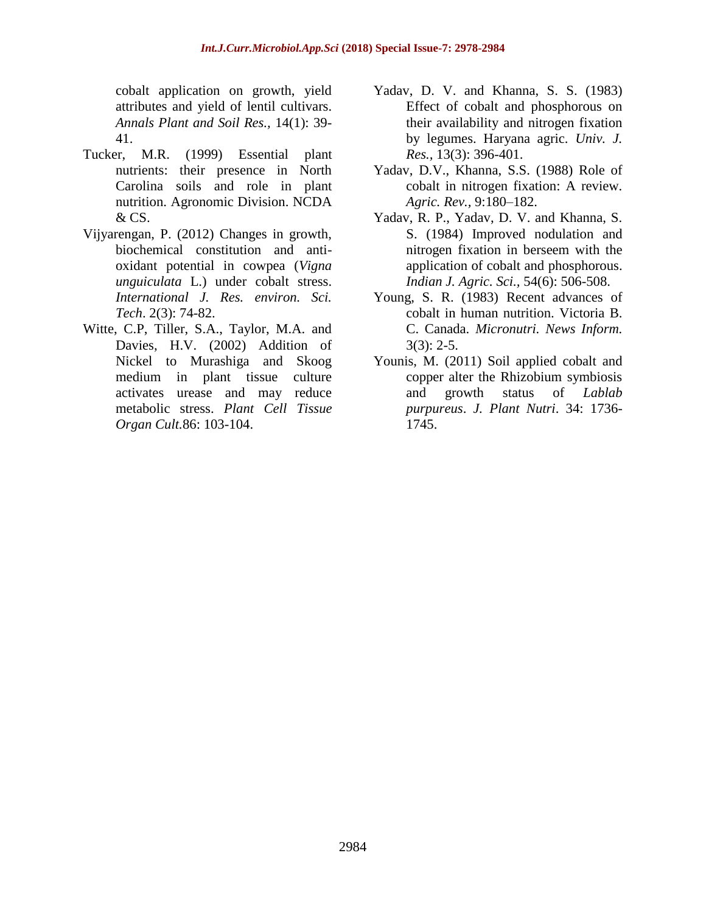cobalt application on growth, yield attributes and yield of lentil cultivars. *Annals Plant and Soil Res.*, 14(1): 39-41.

Tucker, M.R. (1999) Essential plant nutrients: their presence in North Carolina soils and role in plant nutrition. Agronomic Division. NCDA & CS.

Vijyarengan, P. (2012) Changes in growth, biochemical constitution and anti-oxidant potential in cowpea (*Vigna unguiculata* L.) under cobalt stress. *International J. Res. environ. Sci. Tech*. 2(3): 74-82.

Witte, C.P, Tiller, S.A., Taylor, M.A. and Davies, H.V. (2002) Addition of Nickel to Murashiga and Skoog medium in plant tissue culture activates urease and may reduce metabolic stress. *Plant Cell Tissue Organ Cult.*86: 103-104.

Yadav, D. V. and Khanna, S. S. (1983) Effect of cobalt and phosphorous on their availability and nitrogen fixation by legumes. Haryana agric. *Univ. J. Res.*, 13(3): 396-401.

Yadav, D.V., Khanna, S.S. (1988) Role of cobalt in nitrogen fixation: A review. *Agric. Rev.*, 9:180–182.

Yadav, R. P., Yadav, D. V. and Khanna, S. S. (1984) Improved nodulation and nitrogen fixation in berseem with the application of cobalt and phosphorous. *Indian J. Agric. Sci.*, 54(6): 506-508.

Young, S. R. (1983) Recent advances of cobalt in human nutrition. Victoria B. C. Canada. *Micronutri. News Inform.* 3(3): 2-5.

Younis, M. (2011) Soil applied cobalt and copper alter the Rhizobium symbiosis and growth status of *Lablab purpureus*. *J. Plant Nutri*. 34: 1736-1745.